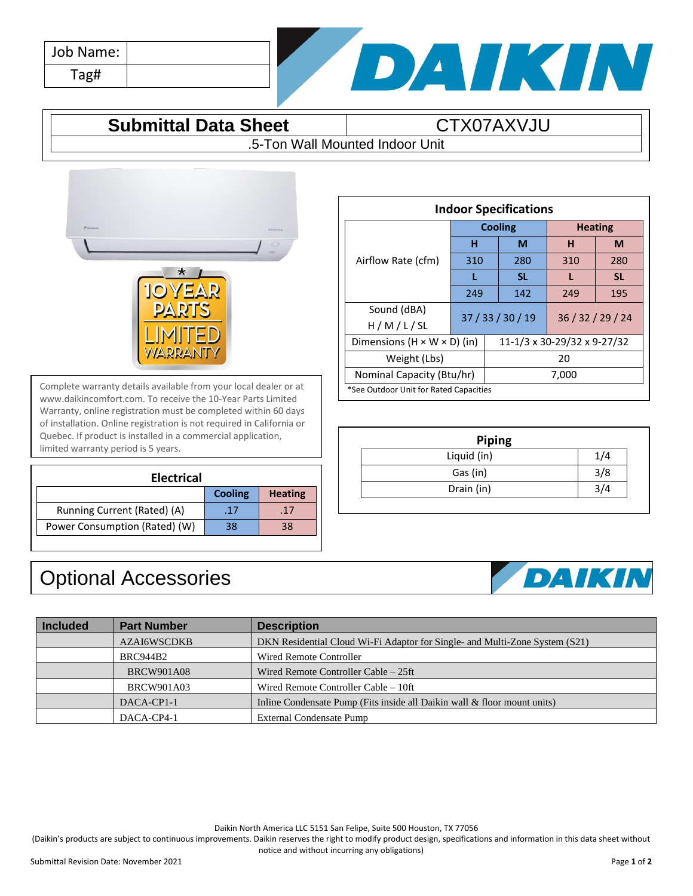| Job Name: | |
|---|---|
| Tag# | |

# Submittal Data Sheet — CTX07AXVJU

.5-Ton Wall Mounted Indoor Unit

10 YEAR PARTS LIMITED WARRANTY

Complete warranty details available from your local dealer or at www.daikincomfort.com. To receive the 10-Year Parts Limited Warranty, online registration must be completed within 60 days of installation. Online registration is not required in California or Quebec. If product is installed in a commercial application, limited warranty period is 5 years.

## Indoor Specifications

| | Cooling | | Heating | |
|---|---|---|---|---|
| Airflow Rate (cfm) | H | M | H | M |
| | 310 | 280 | 310 | 280 |
| | L | SL | L | SL |
| | 249 | 142 | 249 | 195 |
| Sound (dBA) H / M / L / SL | 37 / 33 / 30 / 19 | | 36 / 32 / 29 / 24 | |
| Dimensions (H × W × D) (in) | 11-1/3 x 30-29/32 x 9-27/32 | | | |
| Weight (Lbs) | 20 | | | |
| Nominal Capacity (Btu/hr) | 7,000 | | | |

*See Outdoor Unit for Rated Capacities

## Electrical

| | Cooling | Heating |
|---|---|---|
| Running Current (Rated) (A) | .17 | .17 |
| Power Consumption (Rated) (W) | 38 | 38 |

## Piping

| | |
|---|---|
| Liquid (in) | 1/4 |
| Gas (in) | 3/8 |
| Drain (in) | 3/4 |

# Optional Accessories

| Included | Part Number | Description |
|---|---|---|
| | AZAI6WSCDKB | DKN Residential Cloud Wi-Fi Adaptor for Single- and Multi-Zone System (S21) |
| | BRC944B2 | Wired Remote Controller |
| | BRCW901A08 | Wired Remote Controller Cable – 25ft |
| | BRCW901A03 | Wired Remote Controller Cable – 10ft |
| | DACA-CP1-1 | Inline Condensate Pump (Fits inside all Daikin wall & floor mount units) |
| | DACA-CP4-1 | External Condensate Pump |

Daikin North America LLC 5151 San Felipe, Suite 500 Houston, TX 77056
(Daikin's products are subject to continuous improvements. Daikin reserves the right to modify product design, specifications and information in this data sheet without notice and without incurring any obligations)

Submittal Revision Date: November 2021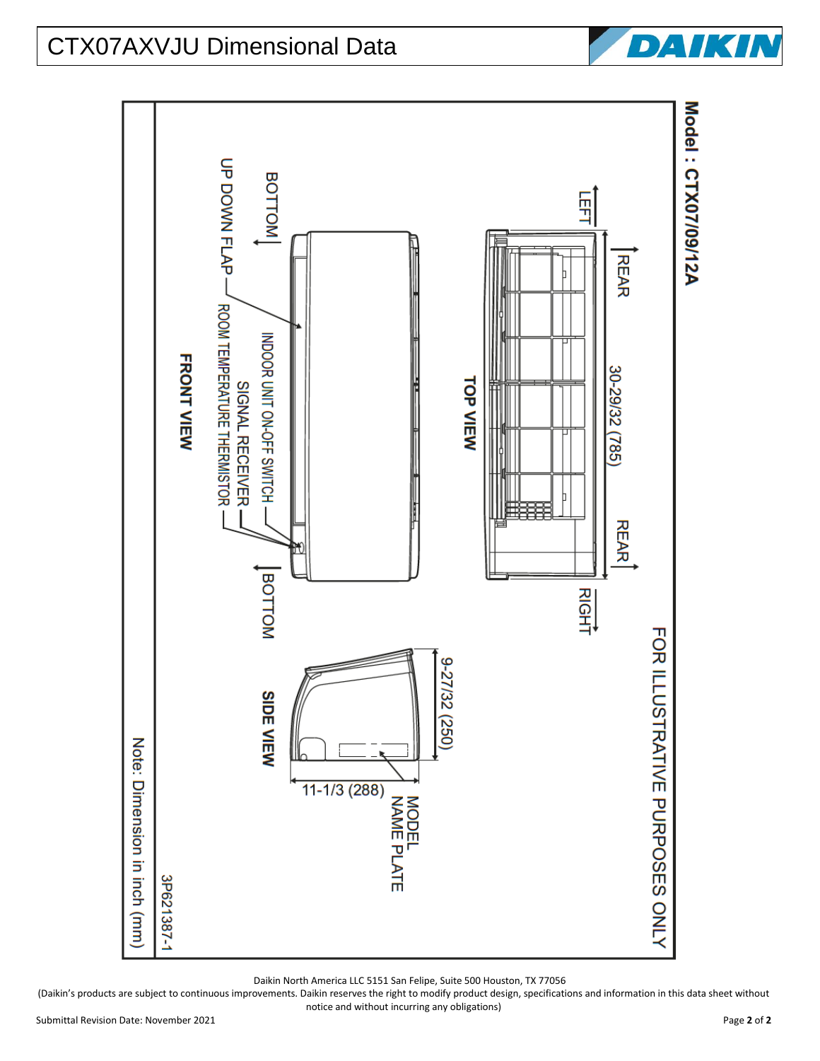# CTX07AXVJU Dimensional Data

**Model : CTX07/09/12A**

FOR ILLUSTRATIVE PURPOSES ONLY

LEFT

REAR

30-29/32 (785)

REAR

RIGHT

**TOP VIEW**

BOTTOM

UP DOWN FLAP

INDOOR UNIT ON-OFF SWITCH

SIGNAL RECEIVER

ROOM TEMPERATURE THERMISTOR

BOTTOM

**FRONT VIEW**

9-27/32 (250)

**SIDE VIEW**

11-1/3 (288)

MODEL NAME PLATE

3P621387-1

Note: Dimension in inch (mm)

Daikin North America LLC 5151 San Felipe, Suite 500 Houston, TX 77056

(Daikin's products are subject to continuous improvements. Daikin reserves the right to modify product design, specifications and information in this data sheet without notice and without incurring any obligations)

Submittal Revision Date: November 2021